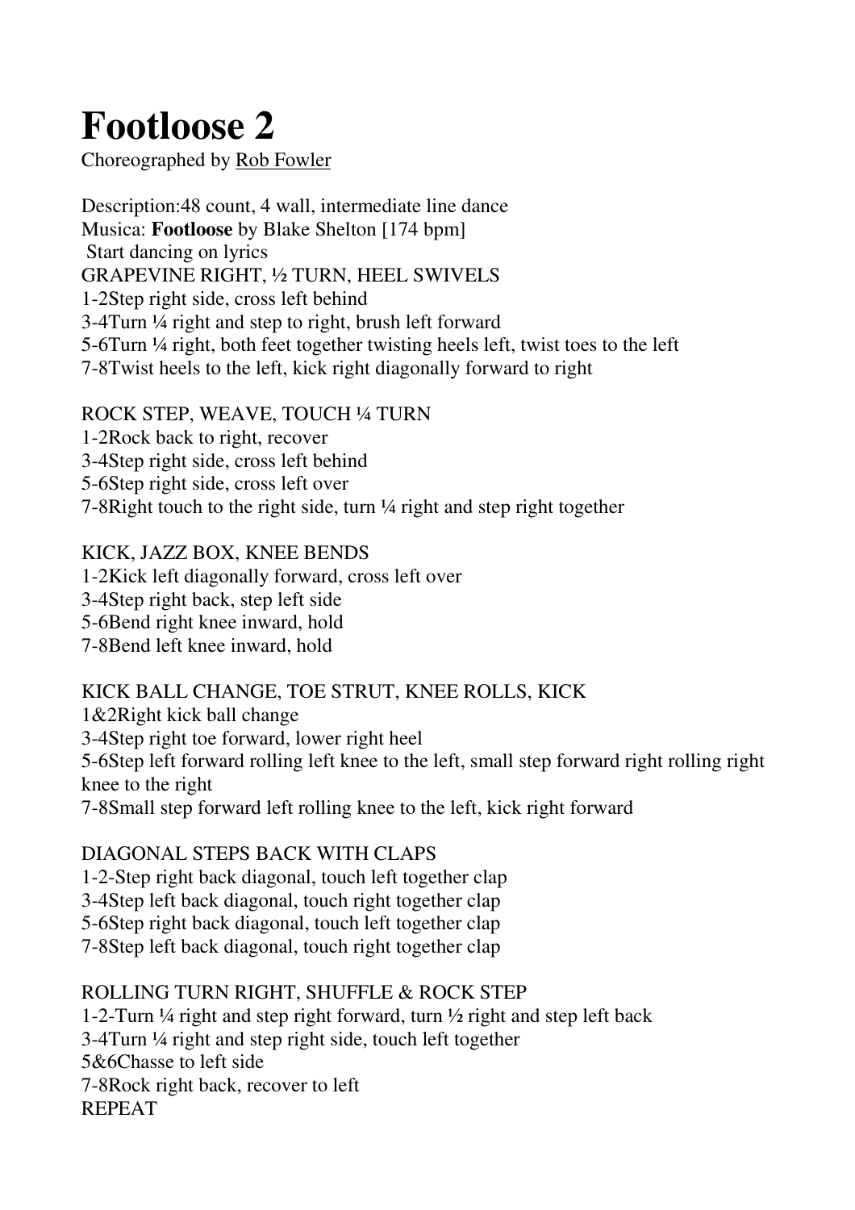# Footloose 2

Choreographed by Rob Fowler

Description:48 count, 4 wall, intermediate line dance
Musica: **Footloose** by Blake Shelton [174 bpm]
Start dancing on lyrics

GRAPEVINE RIGHT, ½ TURN, HEEL SWIVELS
1-2Step right side, cross left behind
3-4Turn ¼ right and step to right, brush left forward
5-6Turn ¼ right, both feet together twisting heels left, twist toes to the left
7-8Twist heels to the left, kick right diagonally forward to right

ROCK STEP, WEAVE, TOUCH ¼ TURN
1-2Rock back to right, recover
3-4Step right side, cross left behind
5-6Step right side, cross left over
7-8Right touch to the right side, turn ¼ right and step right together

KICK, JAZZ BOX, KNEE BENDS
1-2Kick left diagonally forward, cross left over
3-4Step right back, step left side
5-6Bend right knee inward, hold
7-8Bend left knee inward, hold

KICK BALL CHANGE, TOE STRUT, KNEE ROLLS, KICK
1&2Right kick ball change
3-4Step right toe forward, lower right heel
5-6Step left forward rolling left knee to the left, small step forward right rolling right knee to the right
7-8Small step forward left rolling knee to the left, kick right forward

DIAGONAL STEPS BACK WITH CLAPS
1-2-Step right back diagonal, touch left together clap
3-4Step left back diagonal, touch right together clap
5-6Step right back diagonal, touch left together clap
7-8Step left back diagonal, touch right together clap

ROLLING TURN RIGHT, SHUFFLE & ROCK STEP
1-2-Turn ¼ right and step right forward, turn ½ right and step left back
3-4Turn ¼ right and step right side, touch left together
5&6Chasse to left side
7-8Rock right back, recover to left
REPEAT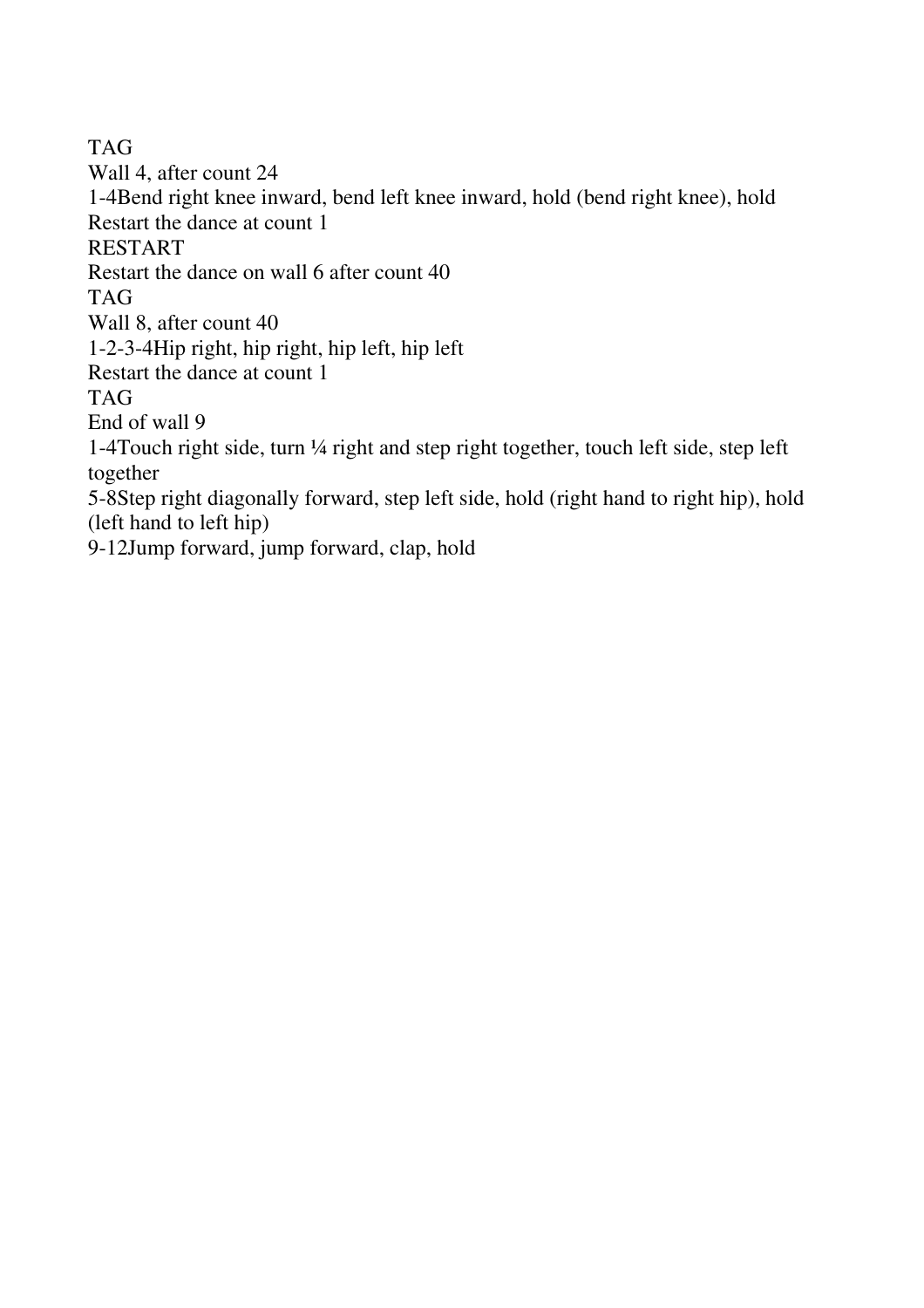TAG

Wall 4, after count 24

1-4Bend right knee inward, bend left knee inward, hold (bend right knee), hold

Restart the dance at count 1

RESTART

Restart the dance on wall 6 after count 40

TAG

Wall 8, after count 40

1-2-3-4Hip right, hip right, hip left, hip left

Restart the dance at count 1

TAG

End of wall 9

1-4Touch right side, turn ¼ right and step right together, touch left side, step left together

5-8Step right diagonally forward, step left side, hold (right hand to right hip), hold (left hand to left hip)

9-12Jump forward, jump forward, clap, hold